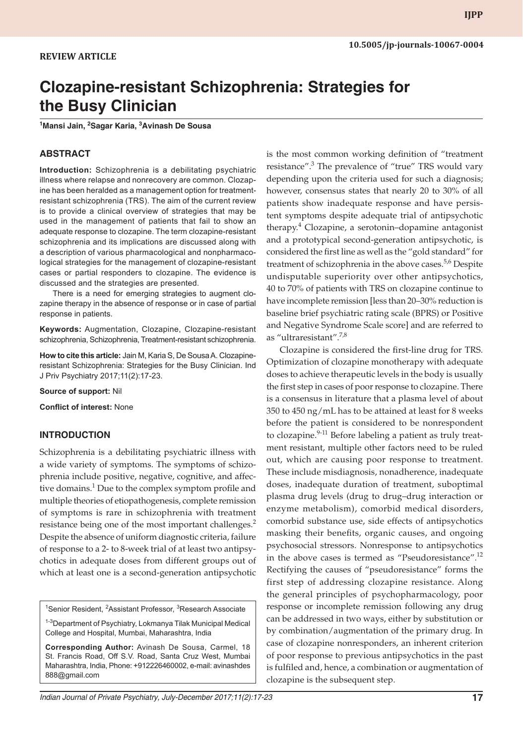REVIEW ARTICLE

# Clozapine-resistant Schizophrenia: Strategies for the Busy Clinician

[1]Mansi Jain, [2]Sagar Karia, [3]Avinash De Sousa

## ABSTRACT

**Introduction:** Schizophrenia is a debilitating psychiatric illness where relapse and nonrecovery are common. Clozapine has been heralded as a management option for treatment-resistant schizophrenia (TRS). The aim of the current review is to provide a clinical overview of strategies that may be used in the management of patients that fail to show an adequate response to clozapine. The term clozapine-resistant schizophrenia and its implications are discussed along with a description of various pharmacological and nonpharmacological strategies for the management of clozapine-resistant cases or partial responders to clozapine. The evidence is discussed and the strategies are presented.

There is a need for emerging strategies to augment clozapine therapy in the absence of response or in case of partial response in patients.

**Keywords:** Augmentation, Clozapine, Clozapine-resistant schizophrenia, Schizophrenia, Treatment-resistant schizophrenia.

**How to cite this article:** Jain M, Karia S, De Sousa A. Clozapine-resistant Schizophrenia: Strategies for the Busy Clinician. Ind J Priv Psychiatry 2017;11(2):17-23.

**Source of support:** Nil

**Conflict of interest:** None

[1]Senior Resident, [2]Assistant Professor, [3]Research Associate

[1-3]Department of Psychiatry, Lokmanya Tilak Municipal Medical College and Hospital, Mumbai, Maharashtra, India

**Corresponding Author:** Avinash De Sousa, Carmel, 18 St. Francis Road, Off S.V. Road, Santa Cruz West, Mumbai Maharashtra, India, Phone: +912226460002, e-mail: avinashdes888@gmail.com

## INTRODUCTION

Schizophrenia is a debilitating psychiatric illness with a wide variety of symptoms. The symptoms of schizophrenia include positive, negative, cognitive, and affective domains.[1] Due to the complex symptom profile and multiple theories of etiopathogenesis, complete remission of symptoms is rare in schizophrenia with treatment resistance being one of the most important challenges.[2] Despite the absence of uniform diagnostic criteria, failure of response to a 2- to 8-week trial of at least two antipsychotics in adequate doses from different groups out of which at least one is a second-generation antipsychotic is the most common working definition of "treatment resistance".[3] The prevalence of "true" TRS would vary depending upon the criteria used for such a diagnosis; however, consensus states that nearly 20 to 30% of all patients show inadequate response and have persistent symptoms despite adequate trial of antipsychotic therapy.[4] Clozapine, a serotonin–dopamine antagonist and a prototypical second-generation antipsychotic, is considered the first line as well as the "gold standard" for treatment of schizophrenia in the above cases.[5,6] Despite undisputable superiority over other antipsychotics, 40 to 70% of patients with TRS on clozapine continue to have incomplete remission [less than 20–30% reduction is baseline brief psychiatric rating scale (BPRS) or Positive and Negative Syndrome Scale score] and are referred to as "ultraresistant".[7,8]

Clozapine is considered the first-line drug for TRS. Optimization of clozapine monotherapy with adequate doses to achieve therapeutic levels in the body is usually the first step in cases of poor response to clozapine. There is a consensus in literature that a plasma level of about 350 to 450 ng/mL has to be attained at least for 8 weeks before the patient is considered to be nonrespondent to clozapine.[9-11] Before labeling a patient as truly treatment resistant, multiple other factors need to be ruled out, which are causing poor response to treatment. These include misdiagnosis, nonadherence, inadequate doses, inadequate duration of treatment, suboptimal plasma drug levels (drug to drug–drug interaction or enzyme metabolism), comorbid medical disorders, comorbid substance use, side effects of antipsychotics masking their benefits, organic causes, and ongoing psychosocial stressors. Nonresponse to antipsychotics in the above cases is termed as "Pseudoresistance".[12] Rectifying the causes of "pseudoresistance" forms the first step of addressing clozapine resistance. Along the general principles of psychopharmacology, poor response or incomplete remission following any drug can be addressed in two ways, either by substitution or by combination/augmentation of the primary drug. In case of clozapine nonresponders, an inherent criterion of poor response to previous antipsychotics in the past is fulfiled and, hence, a combination or augmentation of clozapine is the subsequent step.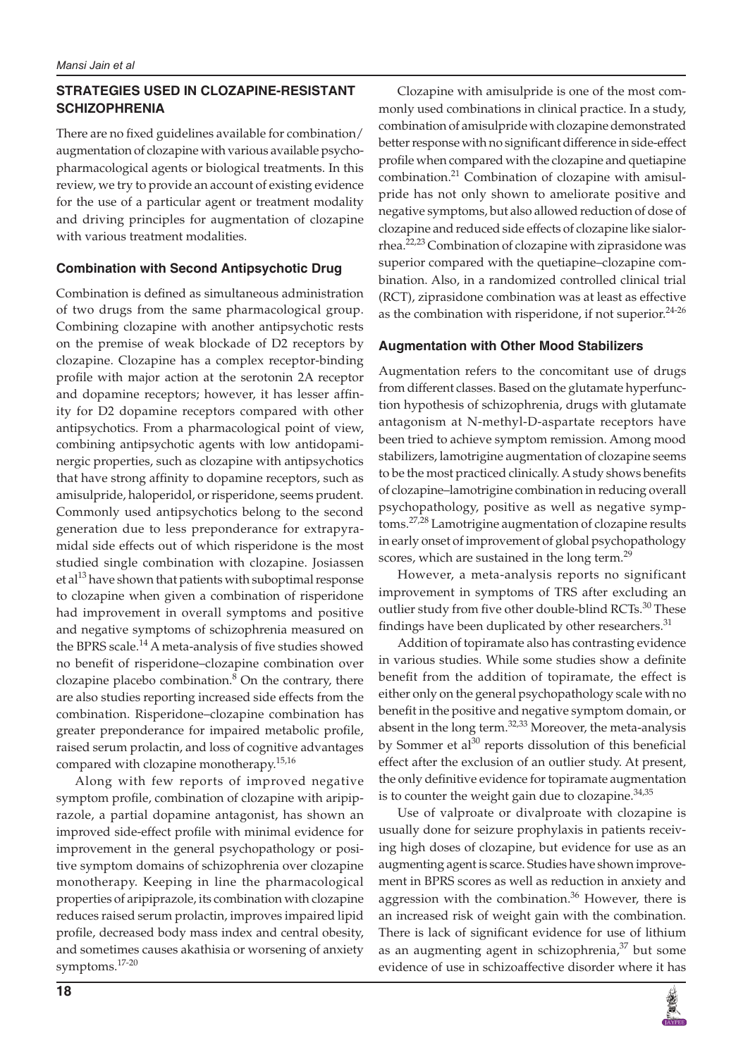## STRATEGIES USED IN CLOZAPINE-RESISTANT SCHIZOPHRENIA

There are no fixed guidelines available for combination/augmentation of clozapine with various available psychopharmacological agents or biological treatments. In this review, we try to provide an account of existing evidence for the use of a particular agent or treatment modality and driving principles for augmentation of clozapine with various treatment modalities.

### Combination with Second Antipsychotic Drug

Combination is defined as simultaneous administration of two drugs from the same pharmacological group. Combining clozapine with another antipsychotic rests on the premise of weak blockade of D2 receptors by clozapine. Clozapine has a complex receptor-binding profile with major action at the serotonin 2A receptor and dopamine receptors; however, it has lesser affinity for D2 dopamine receptors compared with other antipsychotics. From a pharmacological point of view, combining antipsychotic agents with low antidopaminergic properties, such as clozapine with antipsychotics that have strong affinity to dopamine receptors, such as amisulpride, haloperidol, or risperidone, seems prudent. Commonly used antipsychotics belong to the second generation due to less preponderance for extrapyramidal side effects out of which risperidone is the most studied single combination with clozapine. Josiassen et al[13] have shown that patients with suboptimal response to clozapine when given a combination of risperidone had improvement in overall symptoms and positive and negative symptoms of schizophrenia measured on the BPRS scale.[14] A meta-analysis of five studies showed no benefit of risperidone–clozapine combination over clozapine placebo combination.[8] On the contrary, there are also studies reporting increased side effects from the combination. Risperidone–clozapine combination has greater preponderance for impaired metabolic profile, raised serum prolactin, and loss of cognitive advantages compared with clozapine monotherapy.[15,16]

Along with few reports of improved negative symptom profile, combination of clozapine with aripiprazole, a partial dopamine antagonist, has shown an improved side-effect profile with minimal evidence for improvement in the general psychopathology or positive symptom domains of schizophrenia over clozapine monotherapy. Keeping in line the pharmacological properties of aripiprazole, its combination with clozapine reduces raised serum prolactin, improves impaired lipid profile, decreased body mass index and central obesity, and sometimes causes akathisia or worsening of anxiety symptoms.[17-20]

Clozapine with amisulpride is one of the most commonly used combinations in clinical practice. In a study, combination of amisulpride with clozapine demonstrated better response with no significant difference in side-effect profile when compared with the clozapine and quetiapine combination.[21] Combination of clozapine with amisulpride has not only shown to ameliorate positive and negative symptoms, but also allowed reduction of dose of clozapine and reduced side effects of clozapine like sialorrhea.[22,23] Combination of clozapine with ziprasidone was superior compared with the quetiapine–clozapine combination. Also, in a randomized controlled clinical trial (RCT), ziprasidone combination was at least as effective as the combination with risperidone, if not superior.[24-26]

### Augmentation with Other Mood Stabilizers

Augmentation refers to the concomitant use of drugs from different classes. Based on the glutamate hyperfunction hypothesis of schizophrenia, drugs with glutamate antagonism at N-methyl-D-aspartate receptors have been tried to achieve symptom remission. Among mood stabilizers, lamotrigine augmentation of clozapine seems to be the most practiced clinically. A study shows benefits of clozapine–lamotrigine combination in reducing overall psychopathology, positive as well as negative symptoms.[27,28] Lamotrigine augmentation of clozapine results in early onset of improvement of global psychopathology scores, which are sustained in the long term.[29]

However, a meta-analysis reports no significant improvement in symptoms of TRS after excluding an outlier study from five other double-blind RCTs.[30] These findings have been duplicated by other researchers.[31]

Addition of topiramate also has contrasting evidence in various studies. While some studies show a definite benefit from the addition of topiramate, the effect is either only on the general psychopathology scale with no benefit in the positive and negative symptom domain, or absent in the long term.[32,33] Moreover, the meta-analysis by Sommer et al[30] reports dissolution of this beneficial effect after the exclusion of an outlier study. At present, the only definitive evidence for topiramate augmentation is to counter the weight gain due to clozapine.[34,35]

Use of valproate or divalproate with clozapine is usually done for seizure prophylaxis in patients receiving high doses of clozapine, but evidence for use as an augmenting agent is scarce. Studies have shown improvement in BPRS scores as well as reduction in anxiety and aggression with the combination.[36] However, there is an increased risk of weight gain with the combination. There is lack of significant evidence for use of lithium as an augmenting agent in schizophrenia,[37] but some evidence of use in schizoaffective disorder where it has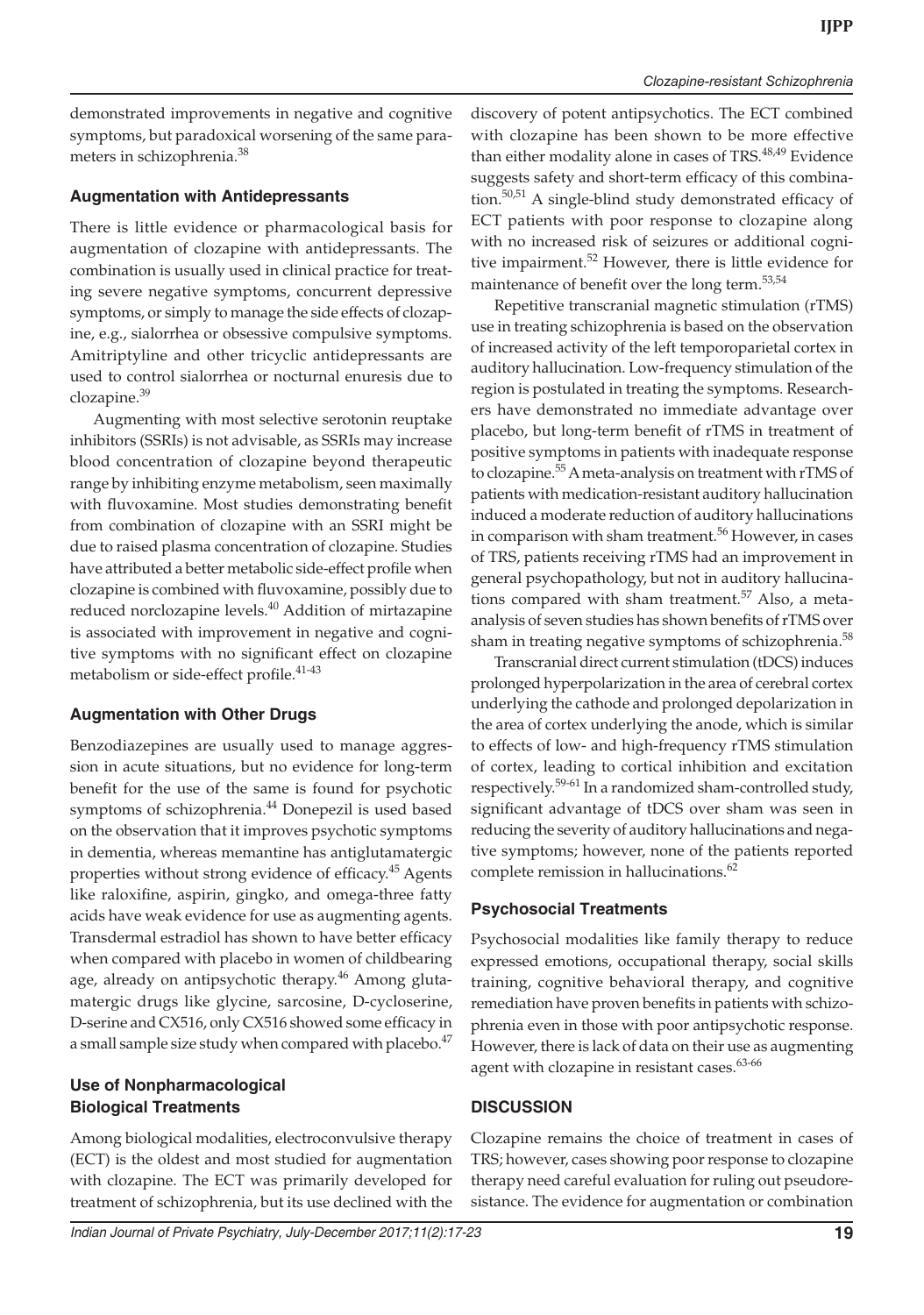demonstrated improvements in negative and cognitive symptoms, but paradoxical worsening of the same parameters in schizophrenia.[38]

### Augmentation with Antidepressants

There is little evidence or pharmacological basis for augmentation of clozapine with antidepressants. The combination is usually used in clinical practice for treating severe negative symptoms, concurrent depressive symptoms, or simply to manage the side effects of clozapine, e.g., sialorrhea or obsessive compulsive symptoms. Amitriptyline and other tricyclic antidepressants are used to control sialorrhea or nocturnal enuresis due to clozapine.[39]

Augmenting with most selective serotonin reuptake inhibitors (SSRIs) is not advisable, as SSRIs may increase blood concentration of clozapine beyond therapeutic range by inhibiting enzyme metabolism, seen maximally with fluvoxamine. Most studies demonstrating benefit from combination of clozapine with an SSRI might be due to raised plasma concentration of clozapine. Studies have attributed a better metabolic side-effect profile when clozapine is combined with fluvoxamine, possibly due to reduced norclozapine levels.[40] Addition of mirtazapine is associated with improvement in negative and cognitive symptoms with no significant effect on clozapine metabolism or side-effect profile.[41-43]

### Augmentation with Other Drugs

Benzodiazepines are usually used to manage aggression in acute situations, but no evidence for long-term benefit for the use of the same is found for psychotic symptoms of schizophrenia.[44] Donepezil is used based on the observation that it improves psychotic symptoms in dementia, whereas memantine has antiglutamatergic properties without strong evidence of efficacy.[45] Agents like raloxifine, aspirin, gingko, and omega-three fatty acids have weak evidence for use as augmenting agents. Transdermal estradiol has shown to have better efficacy when compared with placebo in women of childbearing age, already on antipsychotic therapy.[46] Among glutamatergic drugs like glycine, sarcosine, D-cycloserine, D-serine and CX516, only CX516 showed some efficacy in a small sample size study when compared with placebo.[47]

### Use of Nonpharmacological Biological Treatments

Among biological modalities, electroconvulsive therapy (ECT) is the oldest and most studied for augmentation with clozapine. The ECT was primarily developed for treatment of schizophrenia, but its use declined with the discovery of potent antipsychotics. The ECT combined with clozapine has been shown to be more effective than either modality alone in cases of TRS.[48,49] Evidence suggests safety and short-term efficacy of this combination.[50,51] A single-blind study demonstrated efficacy of ECT patients with poor response to clozapine along with no increased risk of seizures or additional cognitive impairment.[52] However, there is little evidence for maintenance of benefit over the long term.[53,54]

Repetitive transcranial magnetic stimulation (rTMS) use in treating schizophrenia is based on the observation of increased activity of the left temporoparietal cortex in auditory hallucination. Low-frequency stimulation of the region is postulated in treating the symptoms. Researchers have demonstrated no immediate advantage over placebo, but long-term benefit of rTMS in treatment of positive symptoms in patients with inadequate response to clozapine.[55] A meta-analysis on treatment with rTMS of patients with medication-resistant auditory hallucination induced a moderate reduction of auditory hallucinations in comparison with sham treatment.[56] However, in cases of TRS, patients receiving rTMS had an improvement in general psychopathology, but not in auditory hallucinations compared with sham treatment.[57] Also, a meta-analysis of seven studies has shown benefits of rTMS over sham in treating negative symptoms of schizophrenia.[58]

Transcranial direct current stimulation (tDCS) induces prolonged hyperpolarization in the area of cerebral cortex underlying the cathode and prolonged depolarization in the area of cortex underlying the anode, which is similar to effects of low- and high-frequency rTMS stimulation of cortex, leading to cortical inhibition and excitation respectively.[59-61] In a randomized sham-controlled study, significant advantage of tDCS over sham was seen in reducing the severity of auditory hallucinations and negative symptoms; however, none of the patients reported complete remission in hallucinations.[62]

### Psychosocial Treatments

Psychosocial modalities like family therapy to reduce expressed emotions, occupational therapy, social skills training, cognitive behavioral therapy, and cognitive remediation have proven benefits in patients with schizophrenia even in those with poor antipsychotic response. However, there is lack of data on their use as augmenting agent with clozapine in resistant cases.[63-66]

## DISCUSSION

Clozapine remains the choice of treatment in cases of TRS; however, cases showing poor response to clozapine therapy need careful evaluation for ruling out pseudoresistance. The evidence for augmentation or combination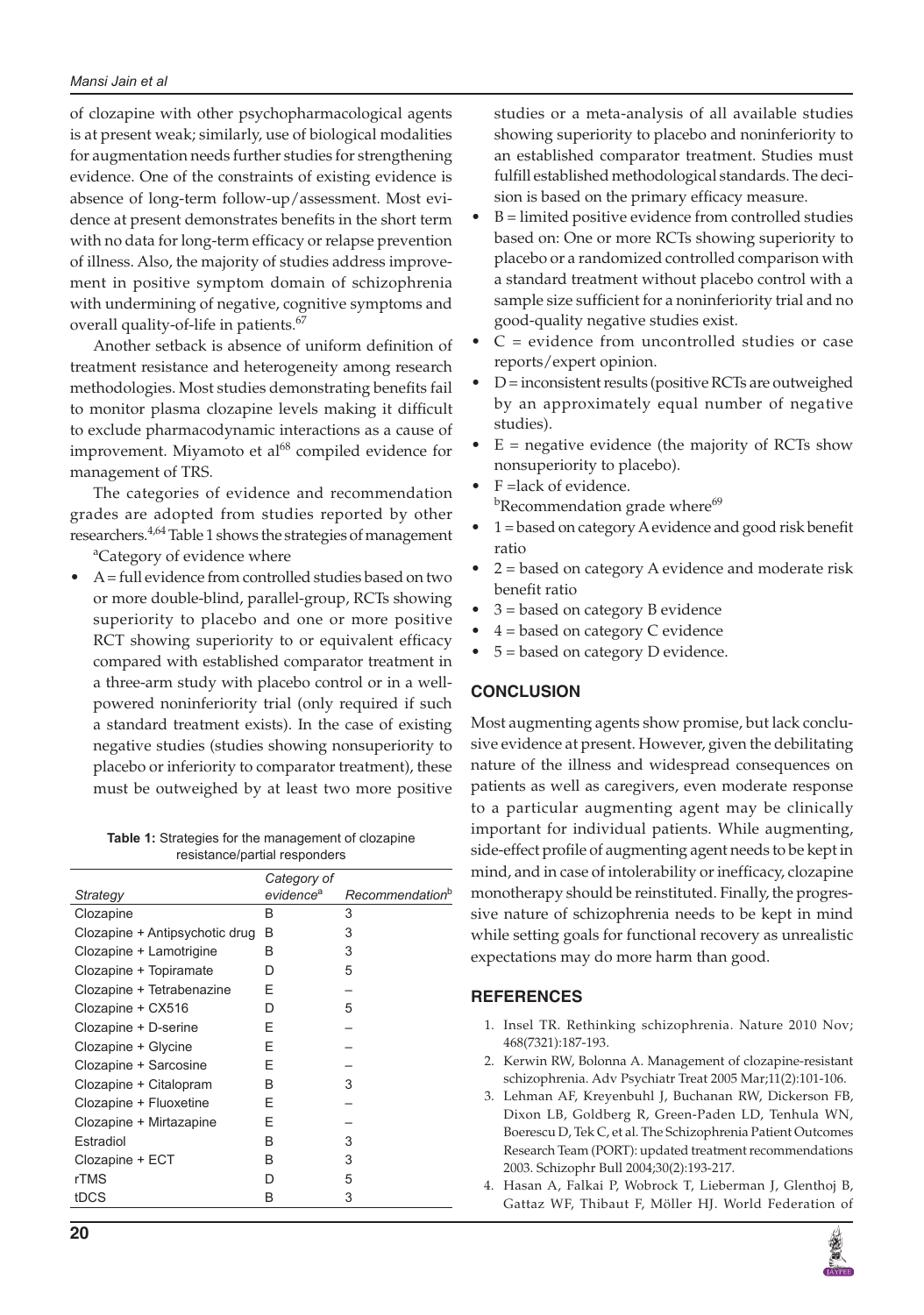of clozapine with other psychopharmacological agents is at present weak; similarly, use of biological modalities for augmentation needs further studies for strengthening evidence. One of the constraints of existing evidence is absence of long-term follow-up/assessment. Most evidence at present demonstrates benefits in the short term with no data for long-term efficacy or relapse prevention of illness. Also, the majority of studies address improvement in positive symptom domain of schizophrenia with undermining of negative, cognitive symptoms and overall quality-of-life in patients.[67]

Another setback is absence of uniform definition of treatment resistance and heterogeneity among research methodologies. Most studies demonstrating benefits fail to monitor plasma clozapine levels making it difficult to exclude pharmacodynamic interactions as a cause of improvement. Miyamoto et al[68] compiled evidence for management of TRS.

The categories of evidence and recommendation grades are adopted from studies reported by other researchers.[4,64] Table 1 shows the strategies of management

[a]Category of evidence where

- A = full evidence from controlled studies based on two or more double-blind, parallel-group, RCTs showing superiority to placebo and one or more positive RCT showing superiority to or equivalent efficacy compared with established comparator treatment in a three-arm study with placebo control or in a well-powered noninferiority trial (only required if such a standard treatment exists). In the case of existing negative studies (studies showing nonsuperiority to placebo or inferiority to comparator treatment), these must be outweighed by at least two more positive studies or a meta-analysis of all available studies showing superiority to placebo and noninferiority to an established comparator treatment. Studies must fulfill established methodological standards. The decision is based on the primary efficacy measure.
- B = limited positive evidence from controlled studies based on: One or more RCTs showing superiority to placebo or a randomized controlled comparison with a standard treatment without placebo control with a sample size sufficient for a noninferiority trial and no good-quality negative studies exist.
- C = evidence from uncontrolled studies or case reports/expert opinion.
- D = inconsistent results (positive RCTs are outweighed by an approximately equal number of negative studies).
- E = negative evidence (the majority of RCTs show nonsuperiority to placebo).
- F = lack of evidence.

[b]Recommendation grade where[69]

- 1 = based on category A evidence and good risk benefit ratio
- 2 = based on category A evidence and moderate risk benefit ratio
- 3 = based on category B evidence
- 4 = based on category C evidence
- 5 = based on category D evidence.

**Table 1:** Strategies for the management of clozapine resistance/partial responders

| *Strategy* | *Category of evidence*[a] | *Recommendation*[b] |
|---|---|---|
| Clozapine | B | 3 |
| Clozapine + Antipsychotic drug | B | 3 |
| Clozapine + Lamotrigine | B | 3 |
| Clozapine + Topiramate | D | 5 |
| Clozapine + Tetrabenazine | E | – |
| Clozapine + CX516 | D | 5 |
| Clozapine + D-serine | E | – |
| Clozapine + Glycine | E | – |
| Clozapine + Sarcosine | E | – |
| Clozapine + Citalopram | B | 3 |
| Clozapine + Fluoxetine | E | – |
| Clozapine + Mirtazapine | E | – |
| Estradiol | B | 3 |
| Clozapine + ECT | B | 3 |
| rTMS | D | 5 |
| tDCS | B | 3 |

## CONCLUSION

Most augmenting agents show promise, but lack conclusive evidence at present. However, given the debilitating nature of the illness and widespread consequences on patients as well as caregivers, even moderate response to a particular augmenting agent may be clinically important for individual patients. While augmenting, side-effect profile of augmenting agent needs to be kept in mind, and in case of intolerability or inefficacy, clozapine monotherapy should be reinstituted. Finally, the progressive nature of schizophrenia needs to be kept in mind while setting goals for functional recovery as unrealistic expectations may do more harm than good.

## REFERENCES

1. Insel TR. Rethinking schizophrenia. Nature 2010 Nov; 468(7321):187-193.
2. Kerwin RW, Bolonna A. Management of clozapine-resistant schizophrenia. Adv Psychiatr Treat 2005 Mar;11(2):101-106.
3. Lehman AF, Kreyenbuhl J, Buchanan RW, Dickerson FB, Dixon LB, Goldberg R, Green-Paden LD, Tenhula WN, Boerescu D, Tek C, et al. The Schizophrenia Patient Outcomes Research Team (PORT): updated treatment recommendations 2003. Schizophr Bull 2004;30(2):193-217.
4. Hasan A, Falkai P, Wobrock T, Lieberman J, Glenthoj B, Gattaz WF, Thibaut F, Möller HJ. World Federation of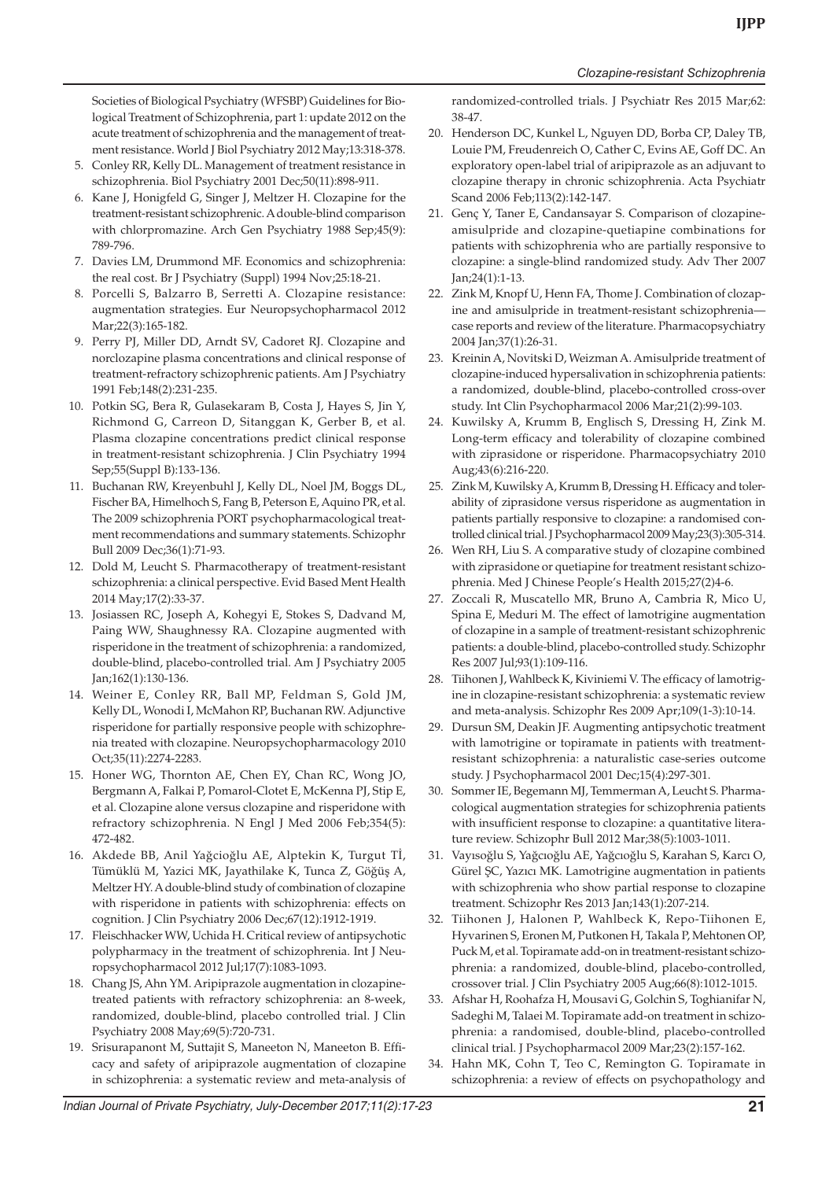Societies of Biological Psychiatry (WFSBP) Guidelines for Biological Treatment of Schizophrenia, part 1: update 2012 on the acute treatment of schizophrenia and the management of treatment resistance. World J Biol Psychiatry 2012 May;13:318-378.

5. Conley RR, Kelly DL. Management of treatment resistance in schizophrenia. Biol Psychiatry 2001 Dec;50(11):898-911.
6. Kane J, Honigfeld G, Singer J, Meltzer H. Clozapine for the treatment-resistant schizophrenic. A double-blind comparison with chlorpromazine. Arch Gen Psychiatry 1988 Sep;45(9): 789-796.
7. Davies LM, Drummond MF. Economics and schizophrenia: the real cost. Br J Psychiatry (Suppl) 1994 Nov;25:18-21.
8. Porcelli S, Balzarro B, Serretti A. Clozapine resistance: augmentation strategies. Eur Neuropsychopharmacol 2012 Mar;22(3):165-182.
9. Perry PJ, Miller DD, Arndt SV, Cadoret RJ. Clozapine and norclozapine plasma concentrations and clinical response of treatment-refractory schizophrenic patients. Am J Psychiatry 1991 Feb;148(2):231-235.
10. Potkin SG, Bera R, Gulasekaram B, Costa J, Hayes S, Jin Y, Richmond G, Carreon D, Sitanggan K, Gerber B, et al. Plasma clozapine concentrations predict clinical response in treatment-resistant schizophrenia. J Clin Psychiatry 1994 Sep;55(Suppl B):133-136.
11. Buchanan RW, Kreyenbuhl J, Kelly DL, Noel JM, Boggs DL, Fischer BA, Himelhoch S, Fang B, Peterson E, Aquino PR, et al. The 2009 schizophrenia PORT psychopharmacological treatment recommendations and summary statements. Schizophr Bull 2009 Dec;36(1):71-93.
12. Dold M, Leucht S. Pharmacotherapy of treatment-resistant schizophrenia: a clinical perspective. Evid Based Ment Health 2014 May;17(2):33-37.
13. Josiassen RC, Joseph A, Kohegyi E, Stokes S, Dadvand M, Paing WW, Shaughnessy RA. Clozapine augmented with risperidone in the treatment of schizophrenia: a randomized, double-blind, placebo-controlled trial. Am J Psychiatry 2005 Jan;162(1):130-136.
14. Weiner E, Conley RR, Ball MP, Feldman S, Gold JM, Kelly DL, Wonodi I, McMahon RP, Buchanan RW. Adjunctive risperidone for partially responsive people with schizophrenia treated with clozapine. Neuropsychopharmacology 2010 Oct;35(11):2274-2283.
15. Honer WG, Thornton AE, Chen EY, Chan RC, Wong JO, Bergmann A, Falkai P, Pomarol-Clotet E, McKenna PJ, Stip E, et al. Clozapine alone versus clozapine and risperidone with refractory schizophrenia. N Engl J Med 2006 Feb;354(5): 472-482.
16. Akdede BB, Anil Yağcioğlu AE, Alptekin K, Turgut Tİ, Tümüklü M, Yazici MK, Jayathilake K, Tunca Z, Göğüş A, Meltzer HY. A double-blind study of combination of clozapine with risperidone in patients with schizophrenia: effects on cognition. J Clin Psychiatry 2006 Dec;67(12):1912-1919.
17. Fleischhacker WW, Uchida H. Critical review of antipsychotic polypharmacy in the treatment of schizophrenia. Int J Neuropsychopharmacol 2012 Jul;17(7):1083-1093.
18. Chang JS, Ahn YM. Aripiprazole augmentation in clozapine-treated patients with refractory schizophrenia: an 8-week, randomized, double-blind, placebo controlled trial. J Clin Psychiatry 2008 May;69(5):720-731.
19. Srisurapanont M, Suttajit S, Maneeton N, Maneeton B. Efficacy and safety of aripiprazole augmentation of clozapine in schizophrenia: a systematic review and meta-analysis of randomized-controlled trials. J Psychiatr Res 2015 Mar;62: 38-47.
20. Henderson DC, Kunkel L, Nguyen DD, Borba CP, Daley TB, Louie PM, Freudenreich O, Cather C, Evins AE, Goff DC. An exploratory open-label trial of aripiprazole as an adjuvant to clozapine therapy in chronic schizophrenia. Acta Psychiatr Scand 2006 Feb;113(2):142-147.
21. Genç Y, Taner E, Candansayar S. Comparison of clozapine-amisulpride and clozapine-quetiapine combinations for patients with schizophrenia who are partially responsive to clozapine: a single-blind randomized study. Adv Ther 2007 Jan;24(1):1-13.
22. Zink M, Knopf U, Henn FA, Thome J. Combination of clozapine and amisulpride in treatment-resistant schizophrenia—case reports and review of the literature. Pharmacopsychiatry 2004 Jan;37(1):26-31.
23. Kreinin A, Novitski D, Weizman A. Amisulpride treatment of clozapine-induced hypersalivation in schizophrenia patients: a randomized, double-blind, placebo-controlled cross-over study. Int Clin Psychopharmacol 2006 Mar;21(2):99-103.
24. Kuwilsky A, Krumm B, Englisch S, Dressing H, Zink M. Long-term efficacy and tolerability of clozapine combined with ziprasidone or risperidone. Pharmacopsychiatry 2010 Aug;43(6):216-220.
25. Zink M, Kuwilsky A, Krumm B, Dressing H. Efficacy and tolerability of ziprasidone versus risperidone as augmentation in patients partially responsive to clozapine: a randomised controlled clinical trial. J Psychopharmacol 2009 May;23(3):305-314.
26. Wen RH, Liu S. A comparative study of clozapine combined with ziprasidone or quetiapine for treatment resistant schizophrenia. Med J Chinese People's Health 2015;27(2)4-6.
27. Zoccali R, Muscatello MR, Bruno A, Cambria R, Mico U, Spina E, Meduri M. The effect of lamotrigine augmentation of clozapine in a sample of treatment-resistant schizophrenic patients: a double-blind, placebo-controlled study. Schizophr Res 2007 Jul;93(1):109-116.
28. Tiihonen J, Wahlbeck K, Kiviniemi V. The efficacy of lamotrigine in clozapine-resistant schizophrenia: a systematic review and meta-analysis. Schizophr Res 2009 Apr;109(1-3):10-14.
29. Dursun SM, Deakin JF. Augmenting antipsychotic treatment with lamotrigine or topiramate in patients with treatment-resistant schizophrenia: a naturalistic case-series outcome study. J Psychopharmacol 2001 Dec;15(4):297-301.
30. Sommer IE, Begemann MJ, Temmerman A, Leucht S. Pharmacological augmentation strategies for schizophrenia patients with insufficient response to clozapine: a quantitative literature review. Schizophr Bull 2012 Mar;38(5):1003-1011.
31. Vayısoğlu S, Yağcıoğlu AE, Yağcıoğlu S, Karahan S, Karcı O, Gürel ŞC, Yazıcı MK. Lamotrigine augmentation in patients with schizophrenia who show partial response to clozapine treatment. Schizophr Res 2013 Jan;143(1):207-214.
32. Tiihonen J, Halonen P, Wahlbeck K, Repo-Tiihonen E, Hyvarinen S, Eronen M, Putkonen H, Takala P, Mehtonen OP, Puck M, et al. Topiramate add-on in treatment-resistant schizophrenia: a randomized, double-blind, placebo-controlled, crossover trial. J Clin Psychiatry 2005 Aug;66(8):1012-1015.
33. Afshar H, Roohafza H, Mousavi G, Golchin S, Toghianifar N, Sadeghi M, Talaei M. Topiramate add-on treatment in schizophrenia: a randomised, double-blind, placebo-controlled clinical trial. J Psychopharmacol 2009 Mar;23(2):157-162.
34. Hahn MK, Cohn T, Teo C, Remington G. Topiramate in schizophrenia: a review of effects on psychopathology and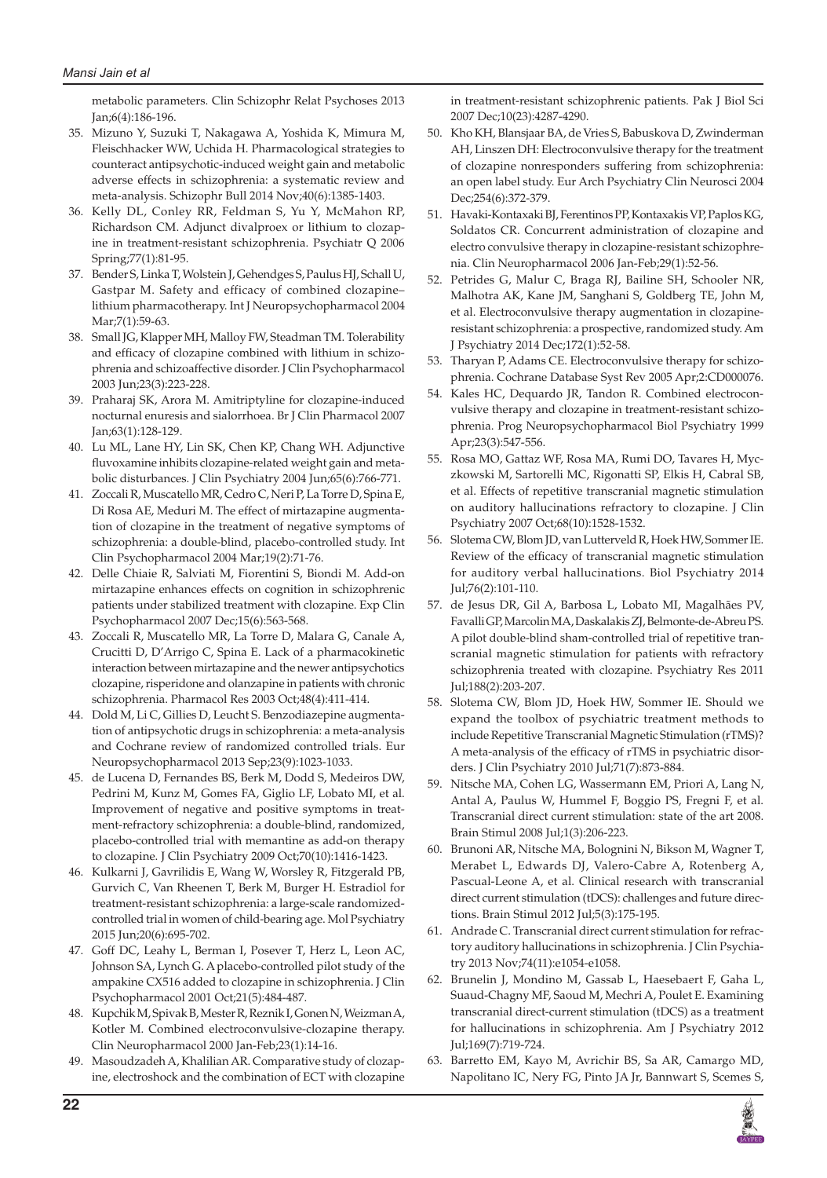metabolic parameters. Clin Schizophr Relat Psychoses 2013 Jan;6(4):186-196.

35. Mizuno Y, Suzuki T, Nakagawa A, Yoshida K, Mimura M, Fleischhacker WW, Uchida H. Pharmacological strategies to counteract antipsychotic-induced weight gain and metabolic adverse effects in schizophrenia: a systematic review and meta-analysis. Schizophr Bull 2014 Nov;40(6):1385-1403.
36. Kelly DL, Conley RR, Feldman S, Yu Y, McMahon RP, Richardson CM. Adjunct divalproex or lithium to clozapine in treatment-resistant schizophrenia. Psychiatr Q 2006 Spring;77(1):81-95.
37. Bender S, Linka T, Wolstein J, Gehendges S, Paulus HJ, Schall U, Gastpar M. Safety and efficacy of combined clozapine–lithium pharmacotherapy. Int J Neuropsychopharmacol 2004 Mar;7(1):59-63.
38. Small JG, Klapper MH, Malloy FW, Steadman TM. Tolerability and efficacy of clozapine combined with lithium in schizophrenia and schizoaffective disorder. J Clin Psychopharmacol 2003 Jun;23(3):223-228.
39. Praharaj SK, Arora M. Amitriptyline for clozapine-induced nocturnal enuresis and sialorrhoea. Br J Clin Pharmacol 2007 Jan;63(1):128-129.
40. Lu ML, Lane HY, Lin SK, Chen KP, Chang WH. Adjunctive fluvoxamine inhibits clozapine-related weight gain and metabolic disturbances. J Clin Psychiatry 2004 Jun;65(6):766-771.
41. Zoccali R, Muscatello MR, Cedro C, Neri P, La Torre D, Spina E, Di Rosa AE, Meduri M. The effect of mirtazapine augmentation of clozapine in the treatment of negative symptoms of schizophrenia: a double-blind, placebo-controlled study. Int Clin Psychopharmacol 2004 Mar;19(2):71-76.
42. Delle Chiaie R, Salviati M, Fiorentini S, Biondi M. Add-on mirtazapine enhances effects on cognition in schizophrenic patients under stabilized treatment with clozapine. Exp Clin Psychopharmacol 2007 Dec;15(6):563-568.
43. Zoccali R, Muscatello MR, La Torre D, Malara G, Canale A, Crucitti D, D'Arrigo C, Spina E. Lack of a pharmacokinetic interaction between mirtazapine and the newer antipsychotics clozapine, risperidone and olanzapine in patients with chronic schizophrenia. Pharmacol Res 2003 Oct;48(4):411-414.
44. Dold M, Li C, Gillies D, Leucht S. Benzodiazepine augmentation of antipsychotic drugs in schizophrenia: a meta-analysis and Cochrane review of randomized controlled trials. Eur Neuropsychopharmacol 2013 Sep;23(9):1023-1033.
45. de Lucena D, Fernandes BS, Berk M, Dodd S, Medeiros DW, Pedrini M, Kunz M, Gomes FA, Giglio LF, Lobato MI, et al. Improvement of negative and positive symptoms in treatment-refractory schizophrenia: a double-blind, randomized, placebo-controlled trial with memantine as add-on therapy to clozapine. J Clin Psychiatry 2009 Oct;70(10):1416-1423.
46. Kulkarni J, Gavrilidis E, Wang W, Worsley R, Fitzgerald PB, Gurvich C, Van Rheenen T, Berk M, Burger H. Estradiol for treatment-resistant schizophrenia: a large-scale randomized-controlled trial in women of child-bearing age. Mol Psychiatry 2015 Jun;20(6):695-702.
47. Goff DC, Leahy L, Berman I, Posever T, Herz L, Leon AC, Johnson SA, Lynch G. A placebo-controlled pilot study of the ampakine CX516 added to clozapine in schizophrenia. J Clin Psychopharmacol 2001 Oct;21(5):484-487.
48. Kupchik M, Spivak B, Mester R, Reznik I, Gonen N, Weizman A, Kotler M. Combined electroconvulsive-clozapine therapy. Clin Neuropharmacol 2000 Jan-Feb;23(1):14-16.
49. Masoudzadeh A, Khalilian AR. Comparative study of clozapine, electroshock and the combination of ECT with clozapine in treatment-resistant schizophrenic patients. Pak J Biol Sci 2007 Dec;10(23):4287-4290.
50. Kho KH, Blansjaar BA, de Vries S, Babuskova D, Zwinderman AH, Linszen DH: Electroconvulsive therapy for the treatment of clozapine nonresponders suffering from schizophrenia: an open label study. Eur Arch Psychiatry Clin Neurosci 2004 Dec;254(6):372-379.
51. Havaki-Kontaxaki BJ, Ferentinos PP, Kontaxakis VP, Paplos KG, Soldatos CR. Concurrent administration of clozapine and electro convulsive therapy in clozapine-resistant schizophrenia. Clin Neuropharmacol 2006 Jan-Feb;29(1):52-56.
52. Petrides G, Malur C, Braga RJ, Bailine SH, Schooler NR, Malhotra AK, Kane JM, Sanghani S, Goldberg TE, John M, et al. Electroconvulsive therapy augmentation in clozapine-resistant schizophrenia: a prospective, randomized study. Am J Psychiatry 2014 Dec;172(1):52-58.
53. Tharyan P, Adams CE. Electroconvulsive therapy for schizophrenia. Cochrane Database Syst Rev 2005 Apr;2:CD000076.
54. Kales HC, Dequardo JR, Tandon R. Combined electroconvulsive therapy and clozapine in treatment-resistant schizophrenia. Prog Neuropsychopharmacol Biol Psychiatry 1999 Apr;23(3):547-556.
55. Rosa MO, Gattaz WF, Rosa MA, Rumi DO, Tavares H, Myczkowski M, Sartorelli MC, Rigonatti SP, Elkis H, Cabral SB, et al. Effects of repetitive transcranial magnetic stimulation on auditory hallucinations refractory to clozapine. J Clin Psychiatry 2007 Oct;68(10):1528-1532.
56. Slotema CW, Blom JD, van Lutterveld R, Hoek HW, Sommer IE. Review of the efficacy of transcranial magnetic stimulation for auditory verbal hallucinations. Biol Psychiatry 2014 Jul;76(2):101-110.
57. de Jesus DR, Gil A, Barbosa L, Lobato MI, Magalhães PV, Favalli GP, Marcolin MA, Daskalakis ZJ, Belmonte-de-Abreu PS. A pilot double-blind sham-controlled trial of repetitive transcranial magnetic stimulation for patients with refractory schizophrenia treated with clozapine. Psychiatry Res 2011 Jul;188(2):203-207.
58. Slotema CW, Blom JD, Hoek HW, Sommer IE. Should we expand the toolbox of psychiatric treatment methods to include Repetitive Transcranial Magnetic Stimulation (rTMS)? A meta-analysis of the efficacy of rTMS in psychiatric disorders. J Clin Psychiatry 2010 Jul;71(7):873-884.
59. Nitsche MA, Cohen LG, Wassermann EM, Priori A, Lang N, Antal A, Paulus W, Hummel F, Boggio PS, Fregni F, et al. Transcranial direct current stimulation: state of the art 2008. Brain Stimul 2008 Jul;1(3):206-223.
60. Brunoni AR, Nitsche MA, Bolognini N, Bikson M, Wagner T, Merabet L, Edwards DJ, Valero-Cabre A, Rotenberg A, Pascual-Leone A, et al. Clinical research with transcranial direct current stimulation (tDCS): challenges and future directions. Brain Stimul 2012 Jul;5(3):175-195.
61. Andrade C. Transcranial direct current stimulation for refractory auditory hallucinations in schizophrenia. J Clin Psychiatry 2013 Nov;74(11):e1054-e1058.
62. Brunelin J, Mondino M, Gassab L, Haesebaert F, Gaha L, Suaud-Chagny MF, Saoud M, Mechri A, Poulet E. Examining transcranial direct-current stimulation (tDCS) as a treatment for hallucinations in schizophrenia. Am J Psychiatry 2012 Jul;169(7):719-724.
63. Barretto EM, Kayo M, Avrichir BS, Sa AR, Camargo MD, Napolitano IC, Nery FG, Pinto JA Jr, Bannwart S, Scemes S,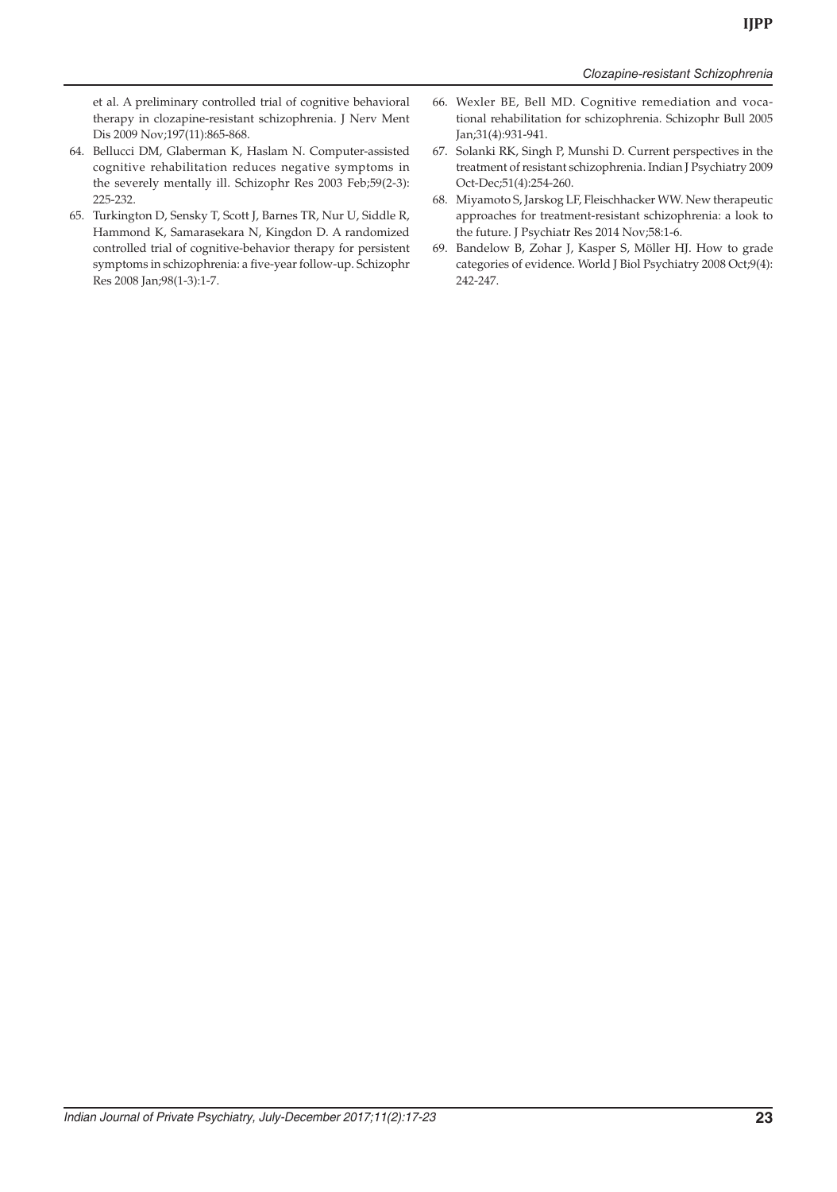et al. A preliminary controlled trial of cognitive behavioral therapy in clozapine-resistant schizophrenia. J Nerv Ment Dis 2009 Nov;197(11):865-868.

64. Bellucci DM, Glaberman K, Haslam N. Computer-assisted cognitive rehabilitation reduces negative symptoms in the severely mentally ill. Schizophr Res 2003 Feb;59(2-3): 225-232.
65. Turkington D, Sensky T, Scott J, Barnes TR, Nur U, Siddle R, Hammond K, Samarasekara N, Kingdon D. A randomized controlled trial of cognitive-behavior therapy for persistent symptoms in schizophrenia: a five-year follow-up. Schizophr Res 2008 Jan;98(1-3):1-7.
66. Wexler BE, Bell MD. Cognitive remediation and vocational rehabilitation for schizophrenia. Schizophr Bull 2005 Jan;31(4):931-941.
67. Solanki RK, Singh P, Munshi D. Current perspectives in the treatment of resistant schizophrenia. Indian J Psychiatry 2009 Oct-Dec;51(4):254-260.
68. Miyamoto S, Jarskog LF, Fleischhacker WW. New therapeutic approaches for treatment-resistant schizophrenia: a look to the future. J Psychiatr Res 2014 Nov;58:1-6.
69. Bandelow B, Zohar J, Kasper S, Möller HJ. How to grade categories of evidence. World J Biol Psychiatry 2008 Oct;9(4): 242-247.